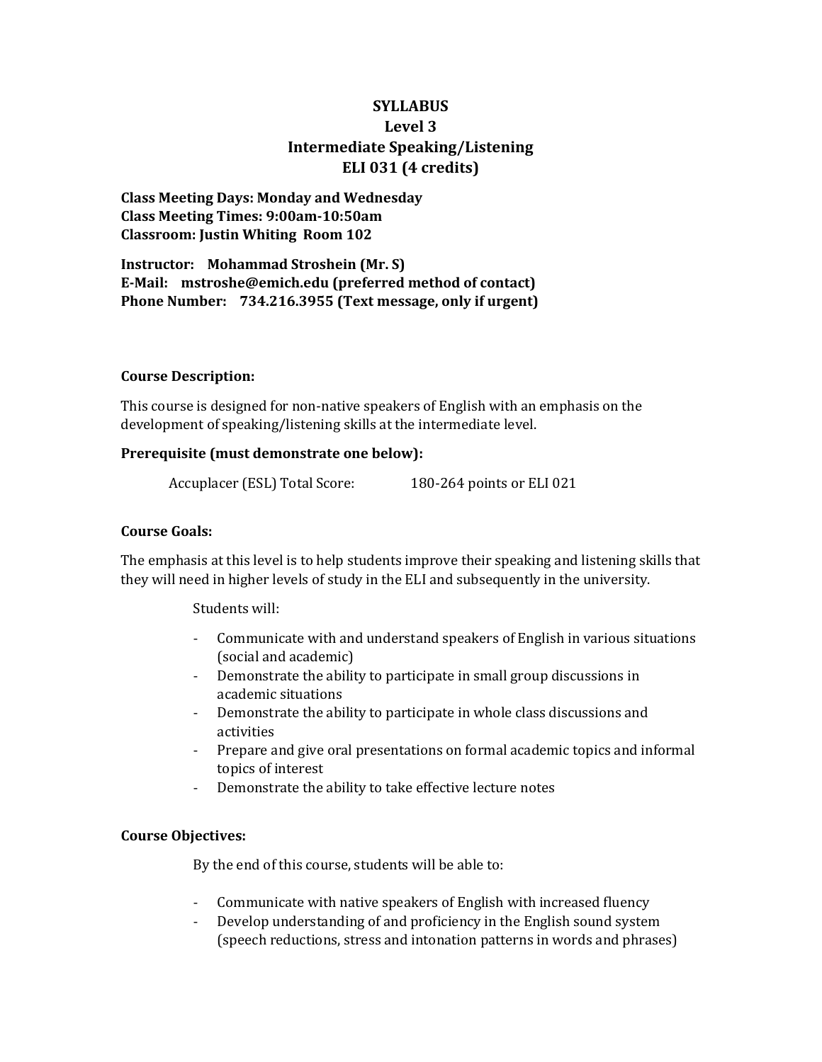# SYLLABUS
## Level 3
## Intermediate Speaking/Listening
## ELI 031 (4 credits)

**Class Meeting Days: Monday and Wednesday**
**Class Meeting Times: 9:00am-10:50am**
**Classroom: Justin Whiting Room 102**

**Instructor: Mohammad Stroshein (Mr. S)**
**E-Mail: mstroshe@emich.edu (preferred method of contact)**
**Phone Number: 734.216.3955 (Text message, only if urgent)**

**Course Description:**

This course is designed for non-native speakers of English with an emphasis on the development of speaking/listening skills at the intermediate level.

**Prerequisite (must demonstrate one below):**

Accuplacer (ESL) Total Score: 180-264 points or ELI 021

**Course Goals:**

The emphasis at this level is to help students improve their speaking and listening skills that they will need in higher levels of study in the ELI and subsequently in the university.

Students will:

- Communicate with and understand speakers of English in various situations (social and academic)
- Demonstrate the ability to participate in small group discussions in academic situations
- Demonstrate the ability to participate in whole class discussions and activities
- Prepare and give oral presentations on formal academic topics and informal topics of interest
- Demonstrate the ability to take effective lecture notes

**Course Objectives:**

By the end of this course, students will be able to:

- Communicate with native speakers of English with increased fluency
- Develop understanding of and proficiency in the English sound system (speech reductions, stress and intonation patterns in words and phrases)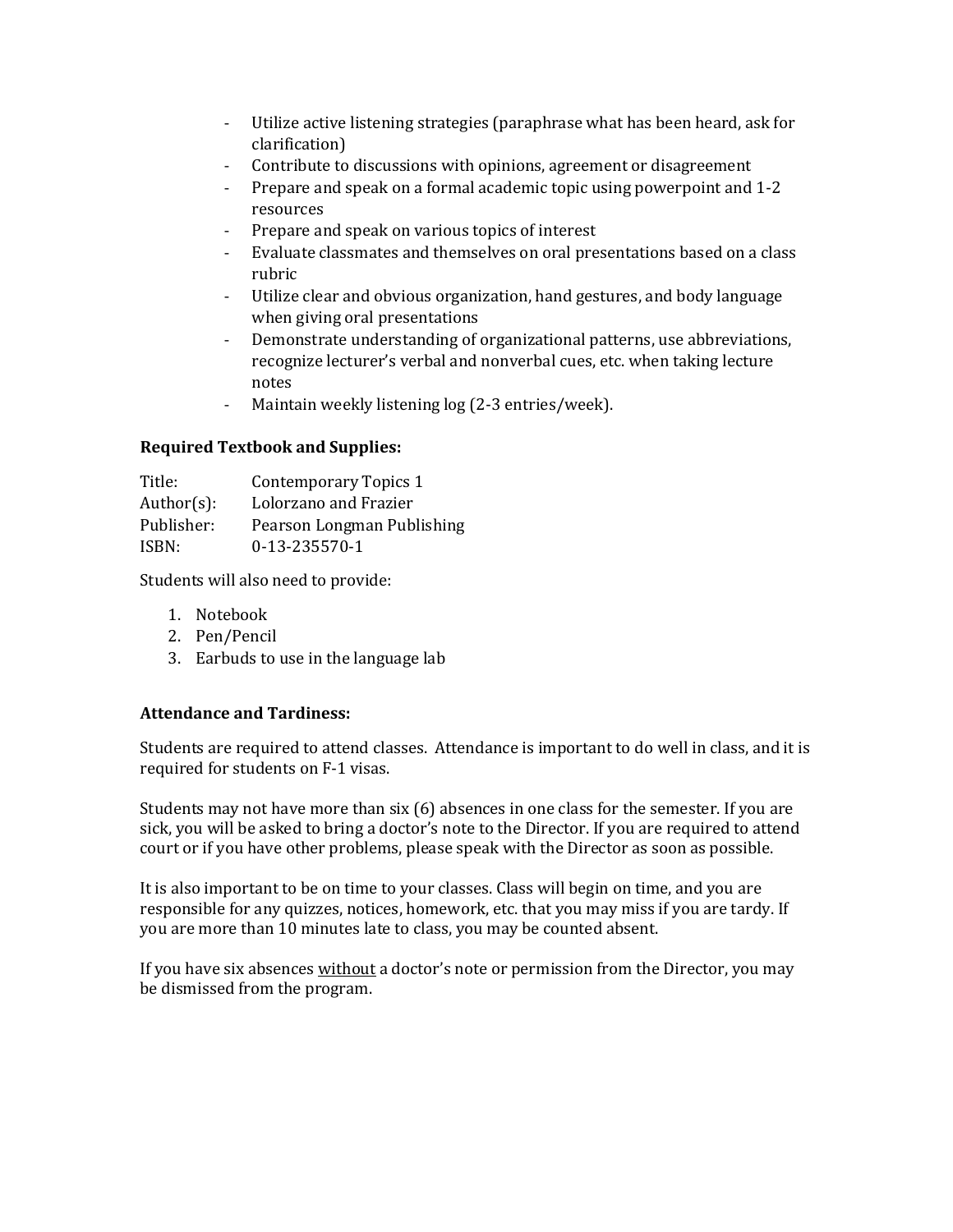- Utilize active listening strategies (paraphrase what has been heard, ask for clarification)
- Contribute to discussions with opinions, agreement or disagreement
- Prepare and speak on a formal academic topic using powerpoint and 1-2 resources
- Prepare and speak on various topics of interest
- Evaluate classmates and themselves on oral presentations based on a class rubric
- Utilize clear and obvious organization, hand gestures, and body language when giving oral presentations
- Demonstrate understanding of organizational patterns, use abbreviations, recognize lecturer's verbal and nonverbal cues, etc. when taking lecture notes
- Maintain weekly listening log (2-3 entries/week).

**Required Textbook and Supplies:**

Title: Contemporary Topics 1
Author(s): Lolorzano and Frazier
Publisher: Pearson Longman Publishing
ISBN: 0-13-235570-1

Students will also need to provide:

1. Notebook
2. Pen/Pencil
3. Earbuds to use in the language lab

**Attendance and Tardiness:**

Students are required to attend classes. Attendance is important to do well in class, and it is required for students on F-1 visas.

Students may not have more than six (6) absences in one class for the semester. If you are sick, you will be asked to bring a doctor's note to the Director. If you are required to attend court or if you have other problems, please speak with the Director as soon as possible.

It is also important to be on time to your classes. Class will begin on time, and you are responsible for any quizzes, notices, homework, etc. that you may miss if you are tardy. If you are more than 10 minutes late to class, you may be counted absent.

If you have six absences <u>without</u> a doctor's note or permission from the Director, you may be dismissed from the program.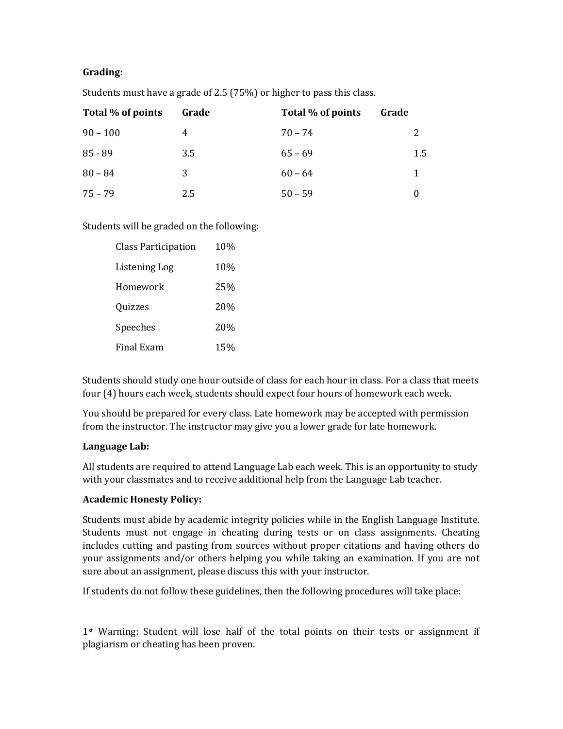**Grading:**

Students must have a grade of 2.5 (75%) or higher to pass this class.

| Total % of points | Grade | Total % of points | Grade |
|---|---|---|---|
| 90 – 100 | 4 | 70 – 74 | 2 |
| 85 - 89 | 3.5 | 65 – 69 | 1.5 |
| 80 – 84 | 3 | 60 – 64 | 1 |
| 75 – 79 | 2.5 | 50 – 59 | 0 |

Students will be graded on the following:

| | |
|---|---|
| Class Participation | 10% |
| Listening Log | 10% |
| Homework | 25% |
| Quizzes | 20% |
| Speeches | 20% |
| Final Exam | 15% |

Students should study one hour outside of class for each hour in class. For a class that meets four (4) hours each week, students should expect four hours of homework each week.

You should be prepared for every class. Late homework may be accepted with permission from the instructor. The instructor may give you a lower grade for late homework.

**Language Lab:**

All students are required to attend Language Lab each week. This is an opportunity to study with your classmates and to receive additional help from the Language Lab teacher.

**Academic Honesty Policy:**

Students must abide by academic integrity policies while in the English Language Institute. Students must not engage in cheating during tests or on class assignments. Cheating includes cutting and pasting from sources without proper citations and having others do your assignments and/or others helping you while taking an examination. If you are not sure about an assignment, please discuss this with your instructor.

If students do not follow these guidelines, then the following procedures will take place:

1st Warning: Student will lose half of the total points on their tests or assignment if plagiarism or cheating has been proven.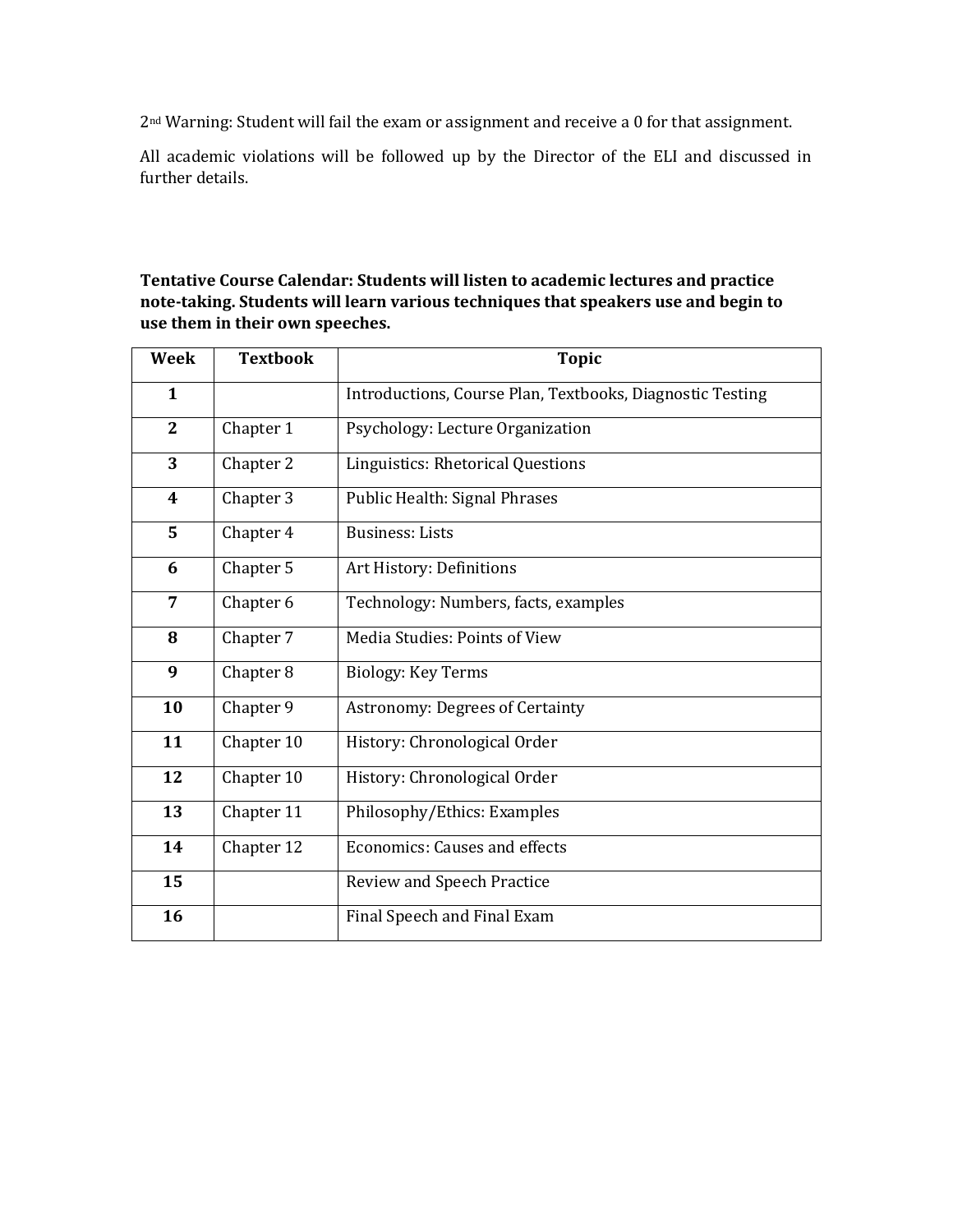2nd Warning: Student will fail the exam or assignment and receive a 0 for that assignment.

All academic violations will be followed up by the Director of the ELI and discussed in further details.

**Tentative Course Calendar: Students will listen to academic lectures and practice note-taking. Students will learn various techniques that speakers use and begin to use them in their own speeches.**

| Week | Textbook | Topic |
|---|---|---|
| **1** | | Introductions, Course Plan, Textbooks, Diagnostic Testing |
| **2** | Chapter 1 | Psychology: Lecture Organization |
| **3** | Chapter 2 | Linguistics: Rhetorical Questions |
| **4** | Chapter 3 | Public Health: Signal Phrases |
| **5** | Chapter 4 | Business: Lists |
| **6** | Chapter 5 | Art History: Definitions |
| **7** | Chapter 6 | Technology: Numbers, facts, examples |
| **8** | Chapter 7 | Media Studies: Points of View |
| **9** | Chapter 8 | Biology: Key Terms |
| **10** | Chapter 9 | Astronomy: Degrees of Certainty |
| **11** | Chapter 10 | History: Chronological Order |
| **12** | Chapter 10 | History: Chronological Order |
| **13** | Chapter 11 | Philosophy/Ethics: Examples |
| **14** | Chapter 12 | Economics: Causes and effects |
| **15** | | Review and Speech Practice |
| **16** | | Final Speech and Final Exam |